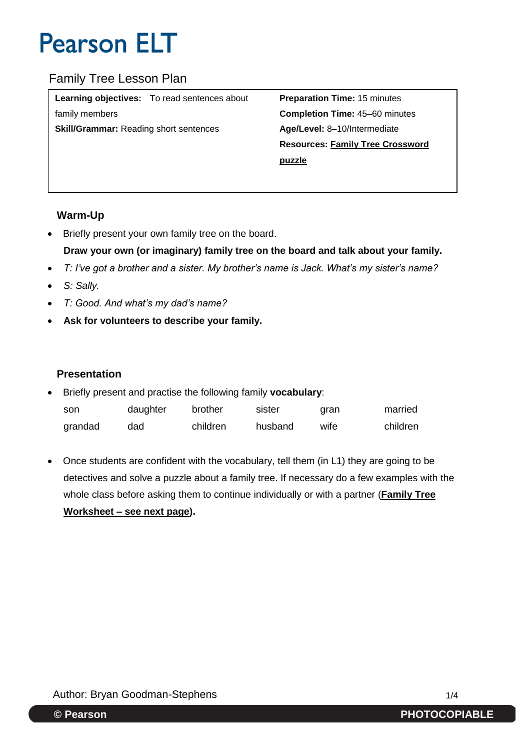# Pearson ELT

## Family Tree Lesson Plan

| **Learning objectives:** To read sentences about family members | **Preparation Time:** 15 minutes |
|---|---|
| **Skill/Grammar:** Reading short sentences | **Completion Time:** 45–60 minutes |
| | **Age/Level:** 8–10/Intermediate |
| | **Resources:** **Family Tree Crossword puzzle** |

### Warm-Up

- Briefly present your own family tree on the board.

  **Draw your own (or imaginary) family tree on the board and talk about your family.**
- *T: I've got a brother and a sister. My brother's name is Jack. What's my sister's name?*
- *S: Sally.*
- *T: Good. And what's my dad's name?*
- **Ask for volunteers to describe your family.**

### Presentation

- Briefly present and practise the following family **vocabulary**:

| | | | | | |
|---|---|---|---|---|---|
| son | daughter | brother | sister | gran | married |
| grandad | dad | children | husband | wife | children |

- Once students are confident with the vocabulary, tell them (in L1) they are going to be detectives and solve a puzzle about a family tree. If necessary do a few examples with the whole class before asking them to continue individually or with a partner (**Family Tree Worksheet – see next page**).

Author: Bryan Goodman-Stephens

**© Pearson** **PHOTOCOPIABLE**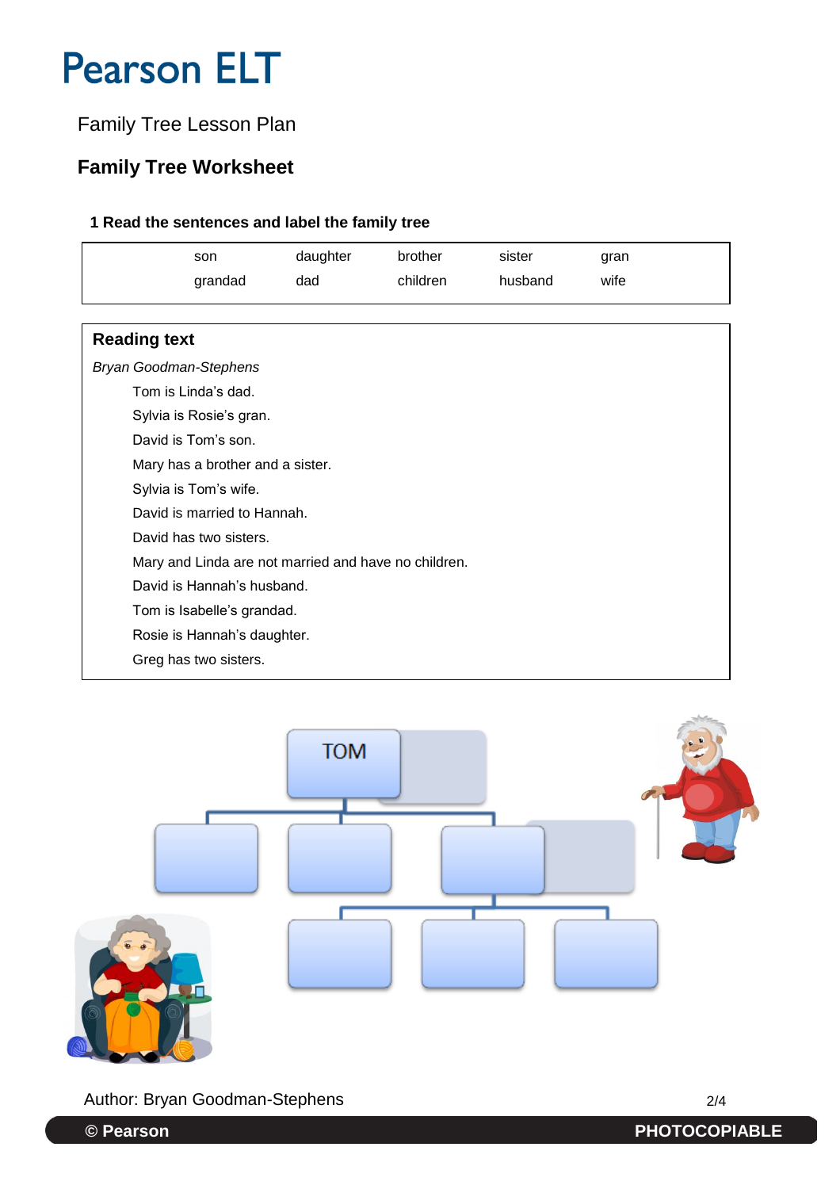# Pearson ELT

Family Tree Lesson Plan

## Family Tree Worksheet

### 1 Read the sentences and label the family tree

| son | daughter | brother | sister | gran |
|---|---|---|---|---|
| grandad | dad | children | husband | wife |

**Reading text**

*Bryan Goodman-Stephens*

Tom is Linda's dad.
Sylvia is Rosie's gran.
David is Tom's son.
Mary has a brother and a sister.
Sylvia is Tom's wife.
David is married to Hannah.
David has two sisters.
Mary and Linda are not married and have no children.
David is Hannah's husband.
Tom is Isabelle's grandad.
Rosie is Hannah's daughter.
Greg has two sisters.

TOM

Author: Bryan Goodman-Stephens

© Pearson PHOTOCOPIABLE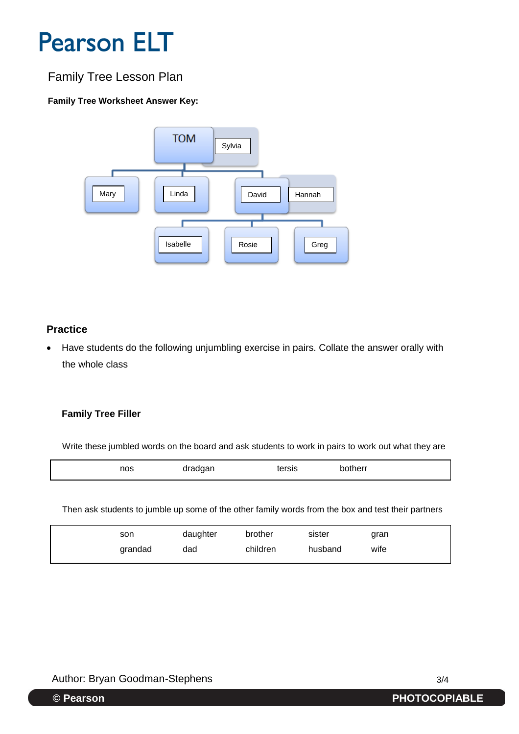Pearson ELT

# Family Tree Lesson Plan

**Family Tree Worksheet Answer Key:**

TOM — Sylvia

Mary | Linda | David — Hannah

Isabelle | Rosie | Greg

## Practice

- Have students do the following unjumbling exercise in pairs. Collate the answer orally with the whole class

### Family Tree Filler

Write these jumbled words on the board and ask students to work in pairs to work out what they are

| nos | dradgan | tersis | botherr |
|---|---|---|---|

Then ask students to jumble up some of the other family words from the box and test their partners

| son | daughter | brother | sister | gran |
|---|---|---|---|---|
| grandad | dad | children | husband | wife |

Author: Bryan Goodman-Stephens

© Pearson PHOTOCOPIABLE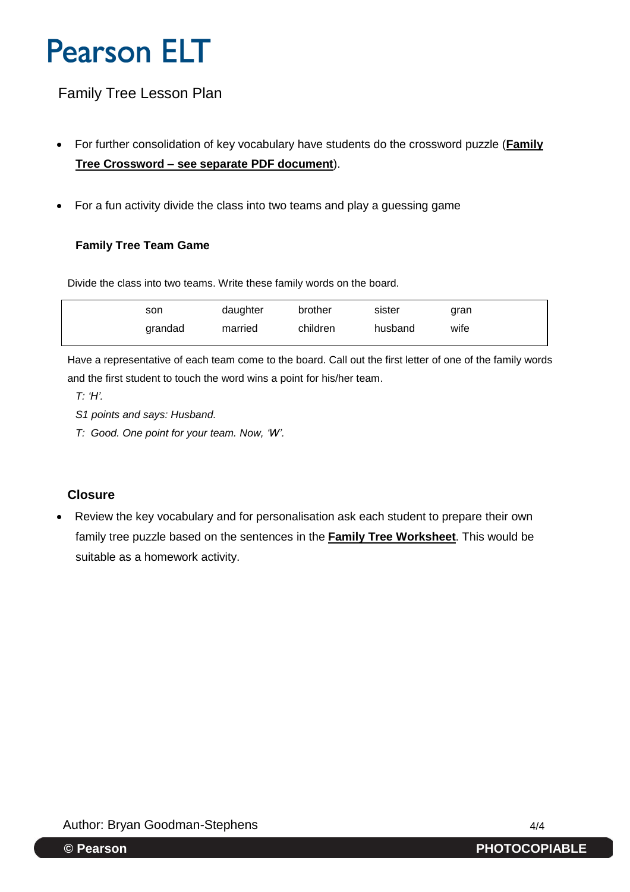# Pearson ELT

Family Tree Lesson Plan

- For further consolidation of key vocabulary have students do the crossword puzzle (**Family Tree Crossword – see separate PDF document**).

- For a fun activity divide the class into two teams and play a guessing game

**Family Tree Team Game**

Divide the class into two teams. Write these family words on the board.

| | | | | |
|---|---|---|---|---|
| son | daughter | brother | sister | gran |
| grandad | married | children | husband | wife |

Have a representative of each team come to the board. Call out the first letter of one of the family words and the first student to touch the word wins a point for his/her team.

*T: 'H'.*

*S1 points and says: Husband.*

*T: Good. One point for your team. Now, 'W'.*

**Closure**

- Review the key vocabulary and for personalisation ask each student to prepare their own family tree puzzle based on the sentences in the **Family Tree Worksheet**. This would be suitable as a homework activity.

Author: Bryan Goodman-Stephens

© Pearson PHOTOCOPIABLE